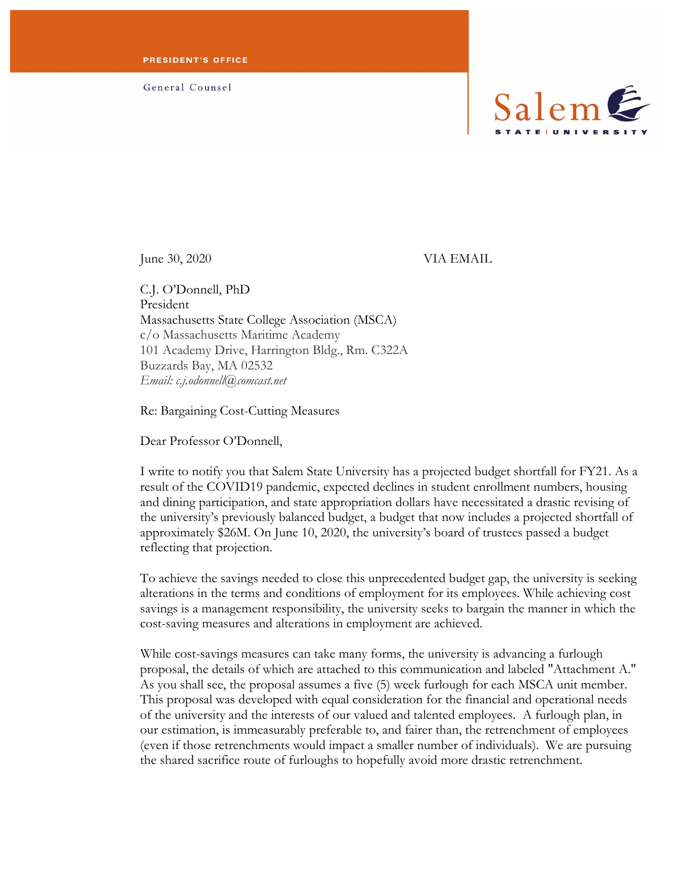PRESIDENT'S OFFICE

General Counsel

Salem STATE | UNIVERSITY

June 30, 2020 VIA EMAIL

C.J. O'Donnell, PhD
President
Massachusetts State College Association (MSCA)
c/o Massachusetts Maritime Academy
101 Academy Drive, Harrington Bldg., Rm. C322A
Buzzards Bay, MA 02532
*Email: c.j.odonnell@comcast.net*

Re: Bargaining Cost-Cutting Measures

Dear Professor O'Donnell,

I write to notify you that Salem State University has a projected budget shortfall for FY21. As a result of the COVID19 pandemic, expected declines in student enrollment numbers, housing and dining participation, and state appropriation dollars have necessitated a drastic revising of the university's previously balanced budget, a budget that now includes a projected shortfall of approximately $26M. On June 10, 2020, the university's board of trustees passed a budget reflecting that projection.

To achieve the savings needed to close this unprecedented budget gap, the university is seeking alterations in the terms and conditions of employment for its employees. While achieving cost savings is a management responsibility, the university seeks to bargain the manner in which the cost-saving measures and alterations in employment are achieved.

While cost-savings measures can take many forms, the university is advancing a furlough proposal, the details of which are attached to this communication and labeled "Attachment A." As you shall see, the proposal assumes a five (5) week furlough for each MSCA unit member. This proposal was developed with equal consideration for the financial and operational needs of the university and the interests of our valued and talented employees. A furlough plan, in our estimation, is immeasurably preferable to, and fairer than, the retrenchment of employees (even if those retrenchments would impact a smaller number of individuals). We are pursuing the shared sacrifice route of furloughs to hopefully avoid more drastic retrenchment.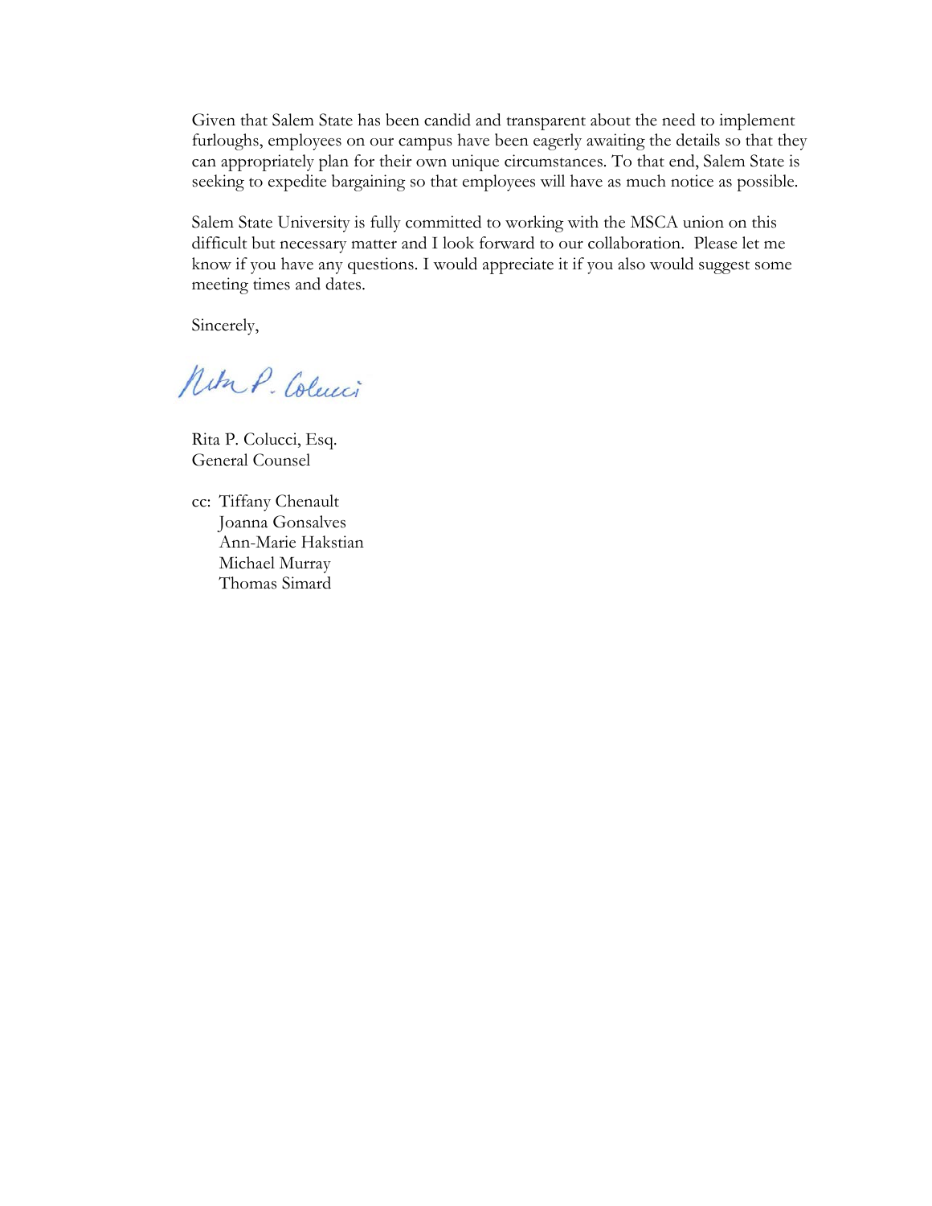Given that Salem State has been candid and transparent about the need to implement furloughs, employees on our campus have been eagerly awaiting the details so that they can appropriately plan for their own unique circumstances. To that end, Salem State is seeking to expedite bargaining so that employees will have as much notice as possible.

Salem State University is fully committed to working with the MSCA union on this difficult but necessary matter and I look forward to our collaboration. Please let me know if you have any questions. I would appreciate it if you also would suggest some meeting times and dates.

Sincerely,

Rita P. Colucci

Rita P. Colucci, Esq.
General Counsel

cc: Tiffany Chenault
Joanna Gonsalves
Ann-Marie Hakstian
Michael Murray
Thomas Simard